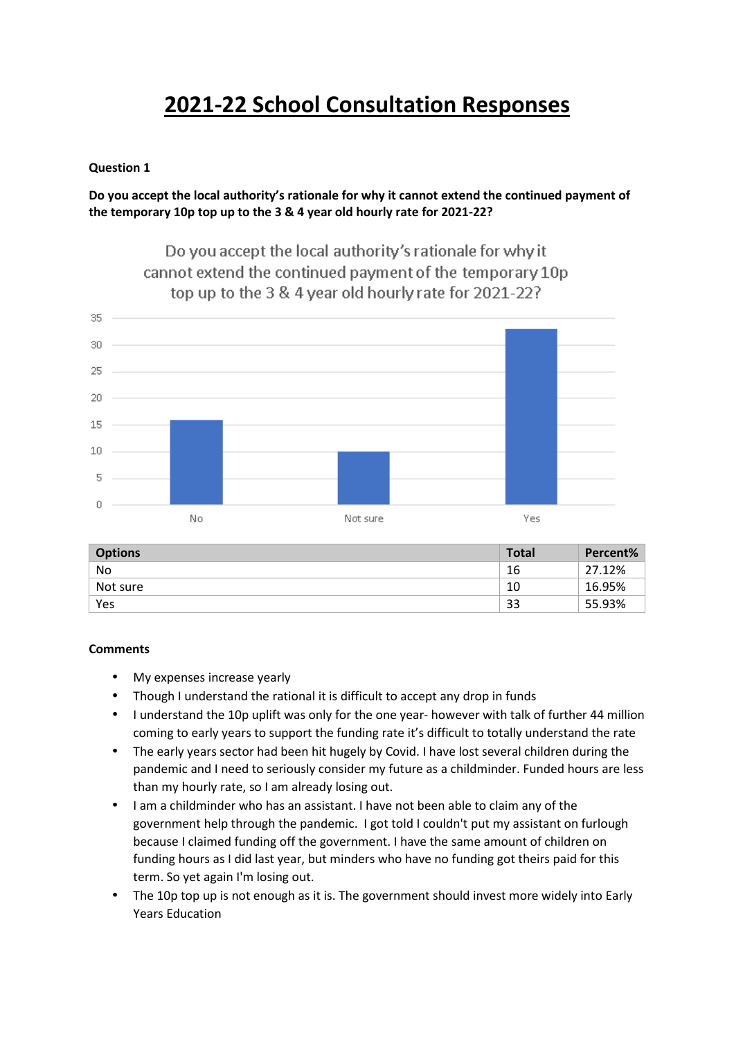# 2021-22 School Consultation Responses

**Question 1**

**Do you accept the local authority's rationale for why it cannot extend the continued payment of the temporary 10p top up to the 3 & 4 year old hourly rate for 2021-22?**

| Options | Total | Percent% |
|---|---|---|
| No | 16 | 27.12% |
| Not sure | 10 | 16.95% |
| Yes | 33 | 55.93% |

**Comments**

- My expenses increase yearly
- Though I understand the rational it is difficult to accept any drop in funds
- I understand the 10p uplift was only for the one year- however with talk of further 44 million coming to early years to support the funding rate it's difficult to totally understand the rate
- The early years sector had been hit hugely by Covid. I have lost several children during the pandemic and I need to seriously consider my future as a childminder. Funded hours are less than my hourly rate, so I am already losing out.
- I am a childminder who has an assistant. I have not been able to claim any of the government help through the pandemic. I got told I couldn't put my assistant on furlough because I claimed funding off the government. I have the same amount of children on funding hours as I did last year, but minders who have no funding got theirs paid for this term. So yet again I'm losing out.
- The 10p top up is not enough as it is. The government should invest more widely into Early Years Education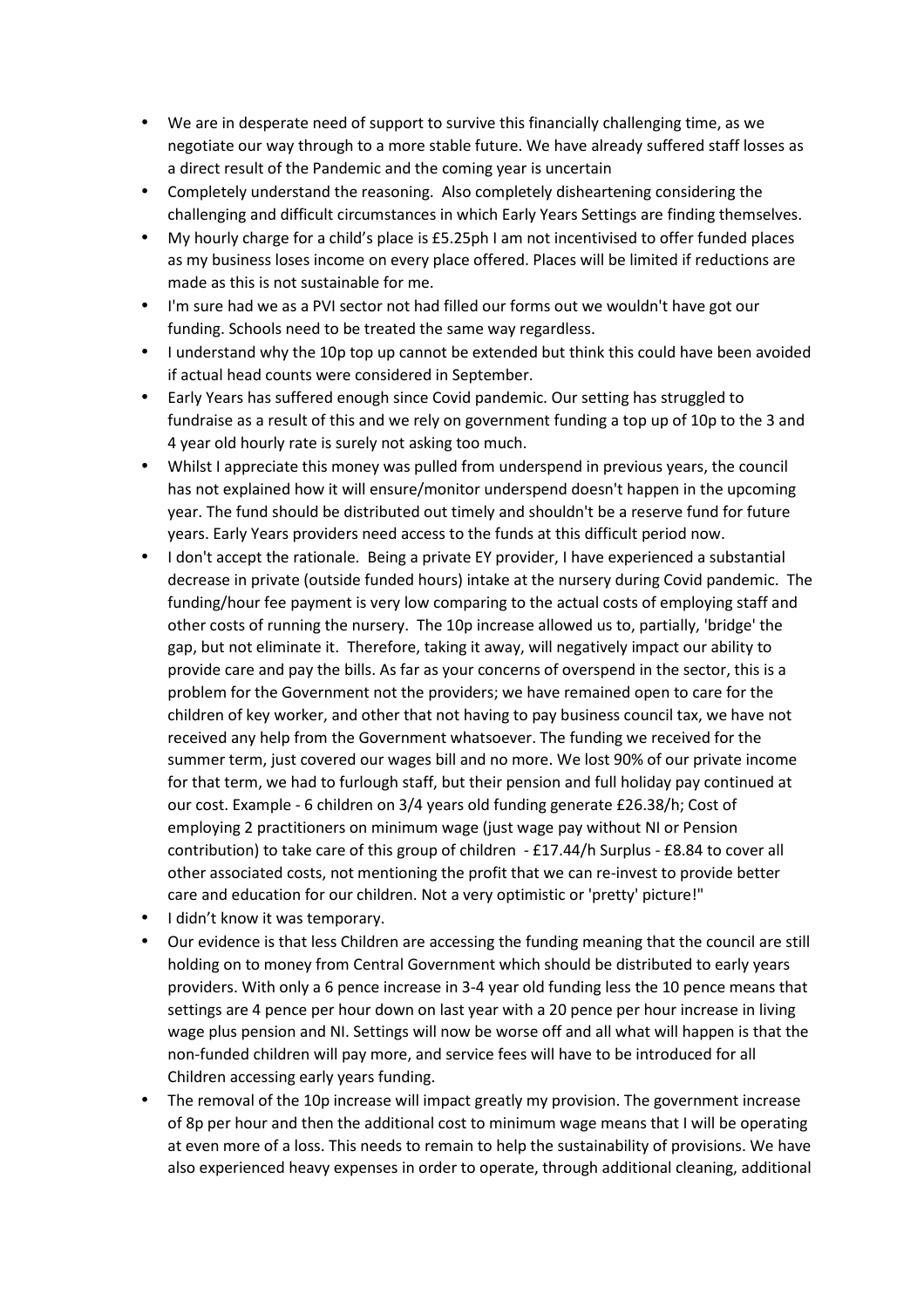- We are in desperate need of support to survive this financially challenging time, as we negotiate our way through to a more stable future. We have already suffered staff losses as a direct result of the Pandemic and the coming year is uncertain
- Completely understand the reasoning.  Also completely disheartening considering the challenging and difficult circumstances in which Early Years Settings are finding themselves.
- My hourly charge for a child's place is £5.25ph I am not incentivised to offer funded places as my business loses income on every place offered. Places will be limited if reductions are made as this is not sustainable for me.
- I'm sure had we as a PVI sector not had filled our forms out we wouldn't have got our funding. Schools need to be treated the same way regardless.
- I understand why the 10p top up cannot be extended but think this could have been avoided if actual head counts were considered in September.
- Early Years has suffered enough since Covid pandemic. Our setting has struggled to fundraise as a result of this and we rely on government funding a top up of 10p to the 3 and 4 year old hourly rate is surely not asking too much.
- Whilst I appreciate this money was pulled from underspend in previous years, the council has not explained how it will ensure/monitor underspend doesn't happen in the upcoming year. The fund should be distributed out timely and shouldn't be a reserve fund for future years. Early Years providers need access to the funds at this difficult period now.
- I don't accept the rationale.  Being a private EY provider, I have experienced a substantial decrease in private (outside funded hours) intake at the nursery during Covid pandemic.  The funding/hour fee payment is very low comparing to the actual costs of employing staff and other costs of running the nursery.  The 10p increase allowed us to, partially, 'bridge' the gap, but not eliminate it.  Therefore, taking it away, will negatively impact our ability to provide care and pay the bills. As far as your concerns of overspend in the sector, this is a problem for the Government not the providers; we have remained open to care for the children of key worker, and other that not having to pay business council tax, we have not received any help from the Government whatsoever. The funding we received for the summer term, just covered our wages bill and no more. We lost 90% of our private income for that term, we had to furlough staff, but their pension and full holiday pay continued at our cost. Example - 6 children on 3/4 years old funding generate £26.38/h; Cost of employing 2 practitioners on minimum wage (just wage pay without NI or Pension contribution) to take care of this group of children  - £17.44/h Surplus - £8.84 to cover all other associated costs, not mentioning the profit that we can re-invest to provide better care and education for our children. Not a very optimistic or 'pretty' picture!"
- I didn't know it was temporary.
- Our evidence is that less Children are accessing the funding meaning that the council are still holding on to money from Central Government which should be distributed to early years providers. With only a 6 pence increase in 3-4 year old funding less the 10 pence means that settings are 4 pence per hour down on last year with a 20 pence per hour increase in living wage plus pension and NI. Settings will now be worse off and all what will happen is that the non-funded children will pay more, and service fees will have to be introduced for all Children accessing early years funding.
- The removal of the 10p increase will impact greatly my provision. The government increase of 8p per hour and then the additional cost to minimum wage means that I will be operating at even more of a loss. This needs to remain to help the sustainability of provisions. We have also experienced heavy expenses in order to operate, through additional cleaning, additional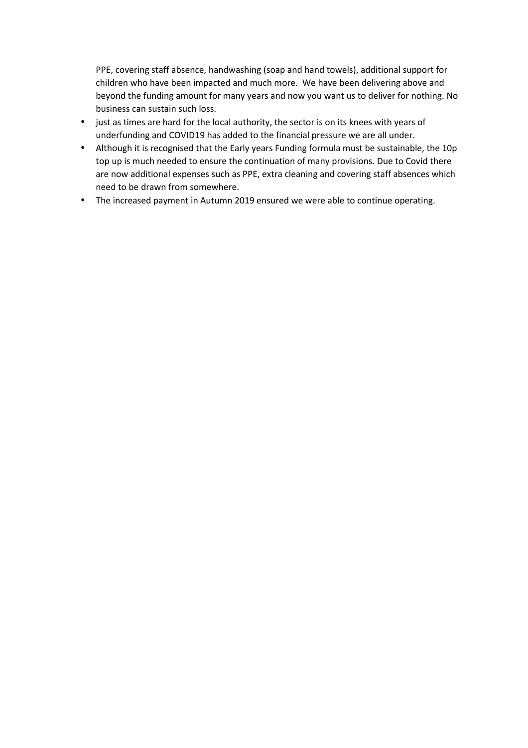PPE, covering staff absence, handwashing (soap and hand towels), additional support for children who have been impacted and much more.  We have been delivering above and beyond the funding amount for many years and now you want us to deliver for nothing. No business can sustain such loss.

- just as times are hard for the local authority, the sector is on its knees with years of underfunding and COVID19 has added to the financial pressure we are all under.
- Although it is recognised that the Early years Funding formula must be sustainable, the 10p top up is much needed to ensure the continuation of many provisions. Due to Covid there are now additional expenses such as PPE, extra cleaning and covering staff absences which need to be drawn from somewhere.
- The increased payment in Autumn 2019 ensured we were able to continue operating.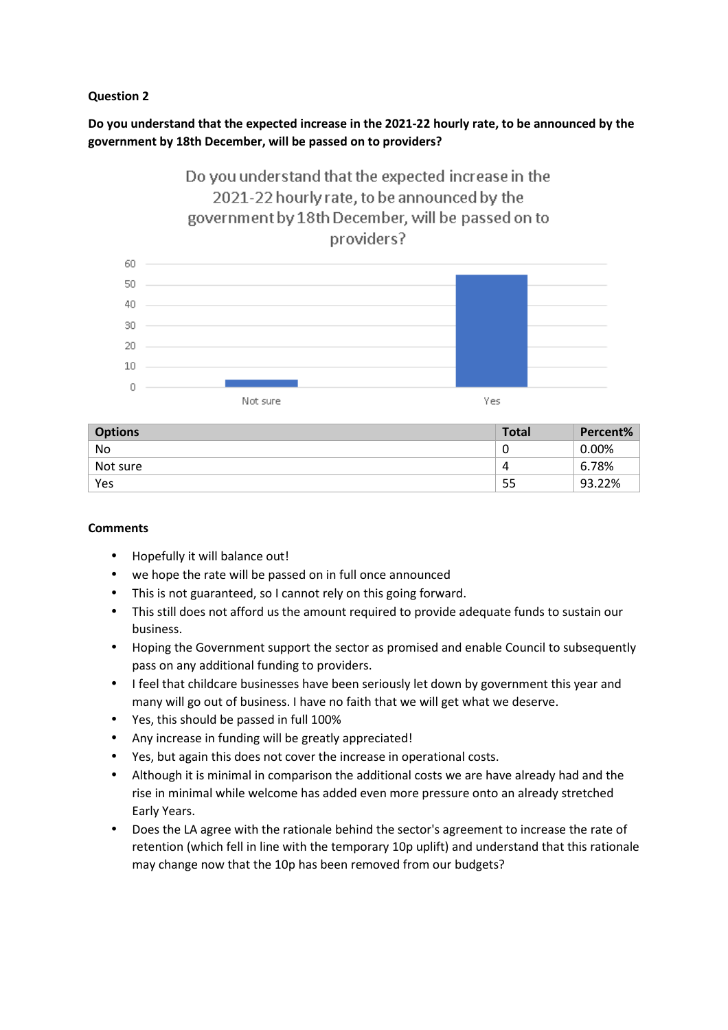**Question 2**

**Do you understand that the expected increase in the 2021-22 hourly rate, to be announced by the government by 18th December, will be passed on to providers?**

| Options | Total | Percent% |
|---|---|---|
| No | 0 | 0.00% |
| Not sure | 4 | 6.78% |
| Yes | 55 | 93.22% |

**Comments**

- Hopefully it will balance out!
- we hope the rate will be passed on in full once announced
- This is not guaranteed, so I cannot rely on this going forward.
- This still does not afford us the amount required to provide adequate funds to sustain our business.
- Hoping the Government support the sector as promised and enable Council to subsequently pass on any additional funding to providers.
- I feel that childcare businesses have been seriously let down by government this year and many will go out of business. I have no faith that we will get what we deserve.
- Yes, this should be passed in full 100%
- Any increase in funding will be greatly appreciated!
- Yes, but again this does not cover the increase in operational costs.
- Although it is minimal in comparison the additional costs we are have already had and the rise in minimal while welcome has added even more pressure onto an already stretched Early Years.
- Does the LA agree with the rationale behind the sector's agreement to increase the rate of retention (which fell in line with the temporary 10p uplift) and understand that this rationale may change now that the 10p has been removed from our budgets?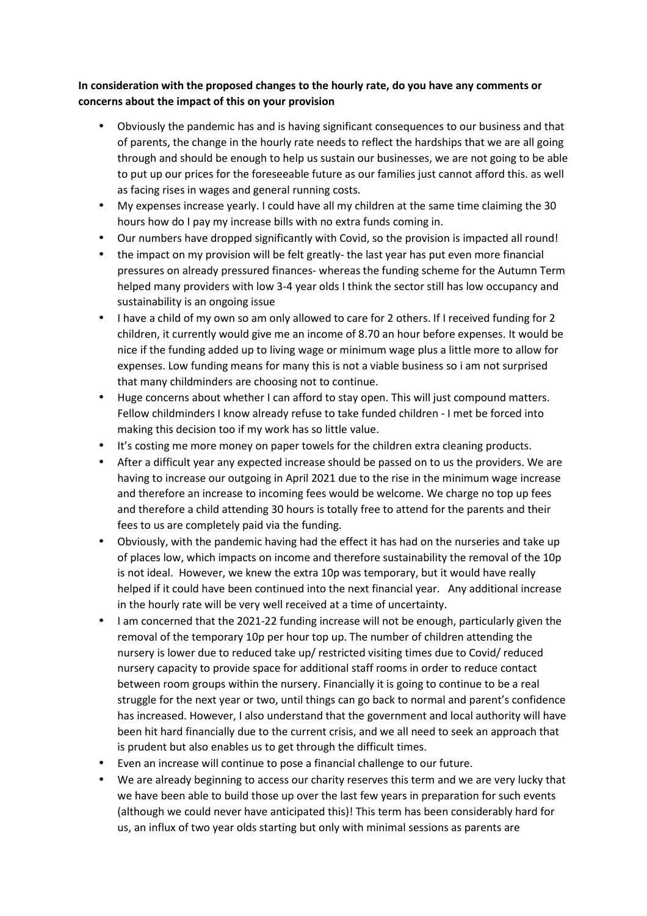**In consideration with the proposed changes to the hourly rate, do you have any comments or concerns about the impact of this on your provision**

- Obviously the pandemic has and is having significant consequences to our business and that of parents, the change in the hourly rate needs to reflect the hardships that we are all going through and should be enough to help us sustain our businesses, we are not going to be able to put up our prices for the foreseeable future as our families just cannot afford this. as well as facing rises in wages and general running costs.
- My expenses increase yearly. I could have all my children at the same time claiming the 30 hours how do I pay my increase bills with no extra funds coming in.
- Our numbers have dropped significantly with Covid, so the provision is impacted all round!
- the impact on my provision will be felt greatly- the last year has put even more financial pressures on already pressured finances- whereas the funding scheme for the Autumn Term helped many providers with low 3-4 year olds I think the sector still has low occupancy and sustainability is an ongoing issue
- I have a child of my own so am only allowed to care for 2 others. If I received funding for 2 children, it currently would give me an income of 8.70 an hour before expenses. It would be nice if the funding added up to living wage or minimum wage plus a little more to allow for expenses. Low funding means for many this is not a viable business so i am not surprised that many childminders are choosing not to continue.
- Huge concerns about whether I can afford to stay open. This will just compound matters. Fellow childminders I know already refuse to take funded children - I met be forced into making this decision too if my work has so little value.
- It's costing me more money on paper towels for the children extra cleaning products.
- After a difficult year any expected increase should be passed on to us the providers. We are having to increase our outgoing in April 2021 due to the rise in the minimum wage increase and therefore an increase to incoming fees would be welcome. We charge no top up fees and therefore a child attending 30 hours is totally free to attend for the parents and their fees to us are completely paid via the funding.
- Obviously, with the pandemic having had the effect it has had on the nurseries and take up of places low, which impacts on income and therefore sustainability the removal of the 10p is not ideal. However, we knew the extra 10p was temporary, but it would have really helped if it could have been continued into the next financial year. Any additional increase in the hourly rate will be very well received at a time of uncertainty.
- I am concerned that the 2021-22 funding increase will not be enough, particularly given the removal of the temporary 10p per hour top up. The number of children attending the nursery is lower due to reduced take up/ restricted visiting times due to Covid/ reduced nursery capacity to provide space for additional staff rooms in order to reduce contact between room groups within the nursery. Financially it is going to continue to be a real struggle for the next year or two, until things can go back to normal and parent's confidence has increased. However, I also understand that the government and local authority will have been hit hard financially due to the current crisis, and we all need to seek an approach that is prudent but also enables us to get through the difficult times.
- Even an increase will continue to pose a financial challenge to our future.
- We are already beginning to access our charity reserves this term and we are very lucky that we have been able to build those up over the last few years in preparation for such events (although we could never have anticipated this)! This term has been considerably hard for us, an influx of two year olds starting but only with minimal sessions as parents are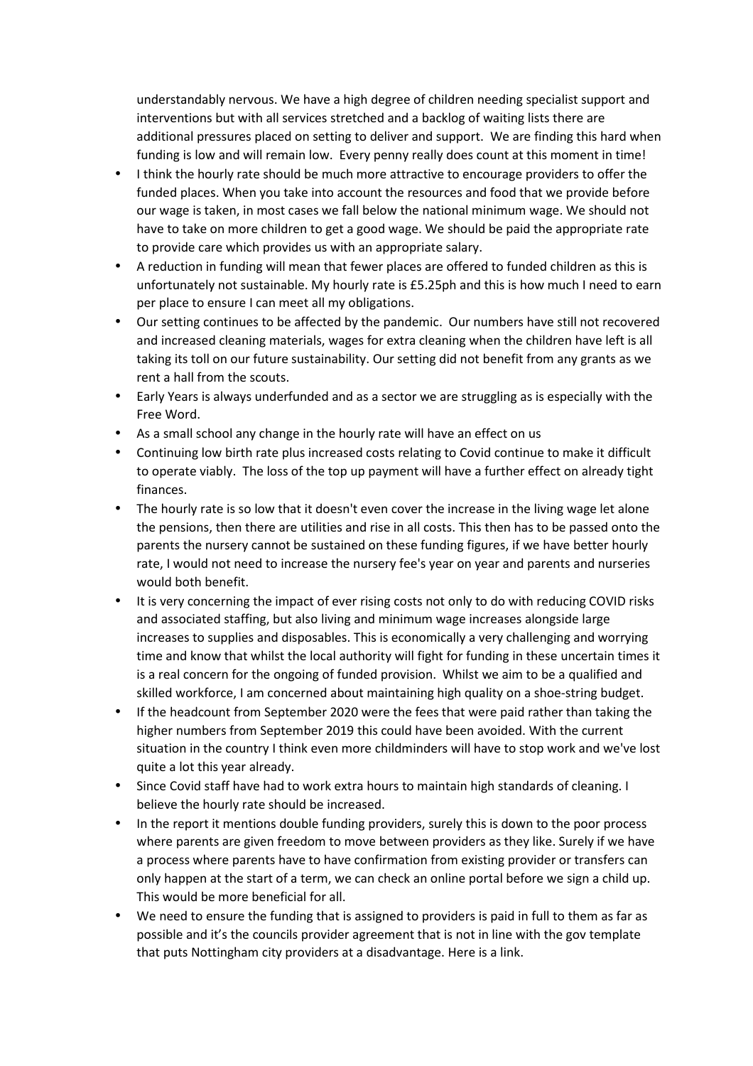understandably nervous. We have a high degree of children needing specialist support and interventions but with all services stretched and a backlog of waiting lists there are additional pressures placed on setting to deliver and support. We are finding this hard when funding is low and will remain low. Every penny really does count at this moment in time!

- I think the hourly rate should be much more attractive to encourage providers to offer the funded places. When you take into account the resources and food that we provide before our wage is taken, in most cases we fall below the national minimum wage. We should not have to take on more children to get a good wage. We should be paid the appropriate rate to provide care which provides us with an appropriate salary.
- A reduction in funding will mean that fewer places are offered to funded children as this is unfortunately not sustainable. My hourly rate is £5.25ph and this is how much I need to earn per place to ensure I can meet all my obligations.
- Our setting continues to be affected by the pandemic. Our numbers have still not recovered and increased cleaning materials, wages for extra cleaning when the children have left is all taking its toll on our future sustainability. Our setting did not benefit from any grants as we rent a hall from the scouts.
- Early Years is always underfunded and as a sector we are struggling as is especially with the Free Word.
- As a small school any change in the hourly rate will have an effect on us
- Continuing low birth rate plus increased costs relating to Covid continue to make it difficult to operate viably. The loss of the top up payment will have a further effect on already tight finances.
- The hourly rate is so low that it doesn't even cover the increase in the living wage let alone the pensions, then there are utilities and rise in all costs. This then has to be passed onto the parents the nursery cannot be sustained on these funding figures, if we have better hourly rate, I would not need to increase the nursery fee's year on year and parents and nurseries would both benefit.
- It is very concerning the impact of ever rising costs not only to do with reducing COVID risks and associated staffing, but also living and minimum wage increases alongside large increases to supplies and disposables. This is economically a very challenging and worrying time and know that whilst the local authority will fight for funding in these uncertain times it is a real concern for the ongoing of funded provision. Whilst we aim to be a qualified and skilled workforce, I am concerned about maintaining high quality on a shoe-string budget.
- If the headcount from September 2020 were the fees that were paid rather than taking the higher numbers from September 2019 this could have been avoided. With the current situation in the country I think even more childminders will have to stop work and we've lost quite a lot this year already.
- Since Covid staff have had to work extra hours to maintain high standards of cleaning. I believe the hourly rate should be increased.
- In the report it mentions double funding providers, surely this is down to the poor process where parents are given freedom to move between providers as they like. Surely if we have a process where parents have to have confirmation from existing provider or transfers can only happen at the start of a term, we can check an online portal before we sign a child up. This would be more beneficial for all.
- We need to ensure the funding that is assigned to providers is paid in full to them as far as possible and it's the councils provider agreement that is not in line with the gov template that puts Nottingham city providers at a disadvantage. Here is a link.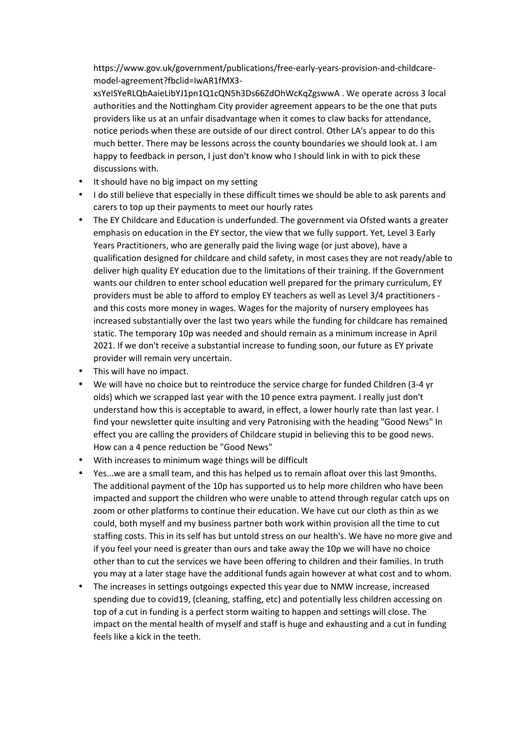https://www.gov.uk/government/publications/free-early-years-provision-and-childcare-model-agreement?fbclid=IwAR1fMX3-xsYeISYeRLQbAaieLibYJ1pn1Q1cQN5h3Ds66ZdOhWcKqZgswwA . We operate across 3 local authorities and the Nottingham City provider agreement appears to be the one that puts providers like us at an unfair disadvantage when it comes to claw backs for attendance, notice periods when these are outside of our direct control. Other LA's appear to do this much better. There may be lessons across the county boundaries we should look at. I am happy to feedback in person, I just don't know who I should link in with to pick these discussions with.

- It should have no big impact on my setting
- I do still believe that especially in these difficult times we should be able to ask parents and carers to top up their payments to meet our hourly rates
- The EY Childcare and Education is underfunded. The government via Ofsted wants a greater emphasis on education in the EY sector, the view that we fully support. Yet, Level 3 Early Years Practitioners, who are generally paid the living wage (or just above), have a qualification designed for childcare and child safety, in most cases they are not ready/able to deliver high quality EY education due to the limitations of their training. If the Government wants our children to enter school education well prepared for the primary curriculum, EY providers must be able to afford to employ EY teachers as well as Level 3/4 practitioners - and this costs more money in wages. Wages for the majority of nursery employees has increased substantially over the last two years while the funding for childcare has remained static. The temporary 10p was needed and should remain as a minimum increase in April 2021. If we don't receive a substantial increase to funding soon, our future as EY private provider will remain very uncertain.
- This will have no impact.
- We will have no choice but to reintroduce the service charge for funded Children (3-4 yr olds) which we scrapped last year with the 10 pence extra payment. I really just don't understand how this is acceptable to award, in effect, a lower hourly rate than last year. I find your newsletter quite insulting and very Patronising with the heading "Good News" In effect you are calling the providers of Childcare stupid in believing this to be good news. How can a 4 pence reduction be "Good News"
- With increases to minimum wage things will be difficult
- Yes...we are a small team, and this has helped us to remain afloat over this last 9months. The additional payment of the 10p has supported us to help more children who have been impacted and support the children who were unable to attend through regular catch ups on zoom or other platforms to continue their education. We have cut our cloth as thin as we could, both myself and my business partner both work within provision all the time to cut staffing costs. This in its self has but untold stress on our health's. We have no more give and if you feel your need is greater than ours and take away the 10p we will have no choice other than to cut the services we have been offering to children and their families. In truth you may at a later stage have the additional funds again however at what cost and to whom.
- The increases in settings outgoings expected this year due to NMW increase, increased spending due to covid19, (cleaning, staffing, etc) and potentially less children accessing on top of a cut in funding is a perfect storm waiting to happen and settings will close. The impact on the mental health of myself and staff is huge and exhausting and a cut in funding feels like a kick in the teeth.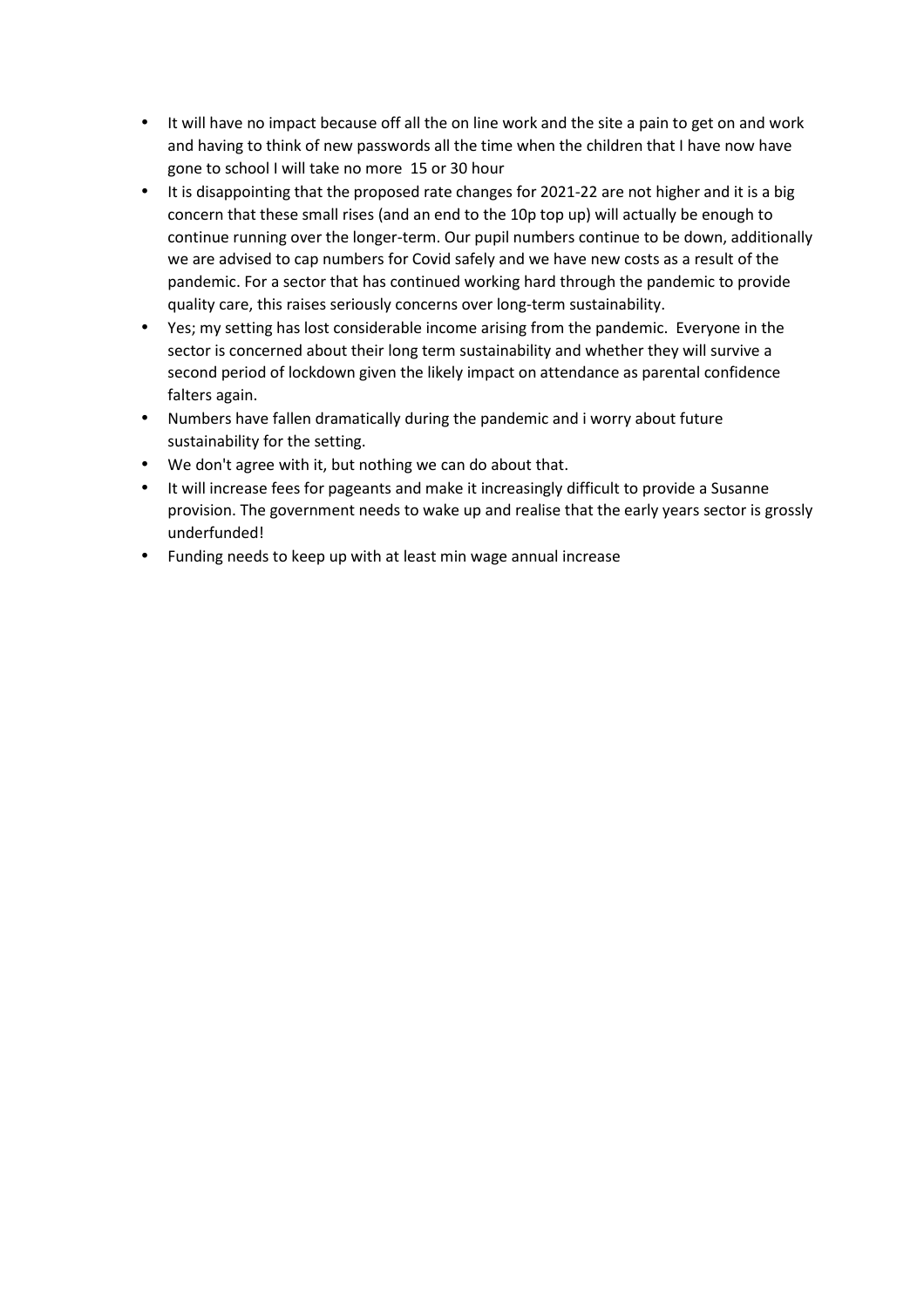- It will have no impact because off all the on line work and the site a pain to get on and work and having to think of new passwords all the time when the children that I have now have gone to school I will take no more 15 or 30 hour
- It is disappointing that the proposed rate changes for 2021-22 are not higher and it is a big concern that these small rises (and an end to the 10p top up) will actually be enough to continue running over the longer-term. Our pupil numbers continue to be down, additionally we are advised to cap numbers for Covid safely and we have new costs as a result of the pandemic. For a sector that has continued working hard through the pandemic to provide quality care, this raises seriously concerns over long-term sustainability.
- Yes; my setting has lost considerable income arising from the pandemic. Everyone in the sector is concerned about their long term sustainability and whether they will survive a second period of lockdown given the likely impact on attendance as parental confidence falters again.
- Numbers have fallen dramatically during the pandemic and i worry about future sustainability for the setting.
- We don't agree with it, but nothing we can do about that.
- It will increase fees for pageants and make it increasingly difficult to provide a Susanne provision. The government needs to wake up and realise that the early years sector is grossly underfunded!
- Funding needs to keep up with at least min wage annual increase